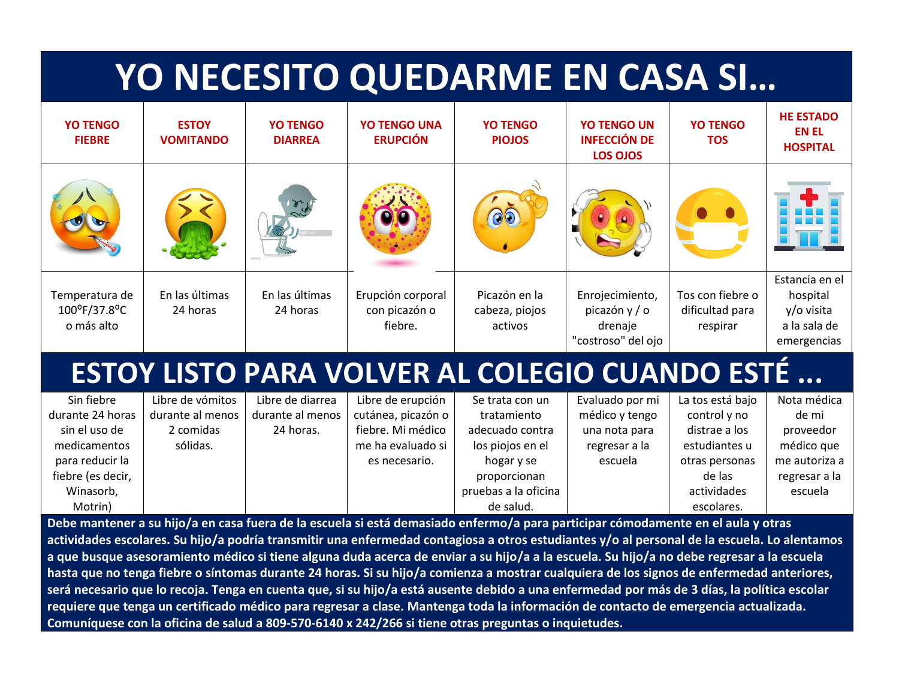# YO NECESITO QUEDARME EN CASA SI…

| YO TENGO FIEBRE | ESTOY VOMITANDO | YO TENGO DIARREA | YO TENGO UNA ERUPCIÓN | YO TENGO PIOJOS | YO TENGO UN INFECCIÓN DE LOS OJOS | YO TENGO TOS | HE ESTADO EN EL HOSPITAL |
|---|---|---|---|---|---|---|---|
| Temperatura de 100ºF/37.8ºC o más alto | En las últimas 24 horas | En las últimas 24 horas | Erupción corporal con picazón o fiebre. | Picazón en la cabeza, piojos activos | Enrojecimiento, picazón y / o drenaje "costroso" del ojo | Tos con fiebre o dificultad para respirar | Estancia en el hospital y/o visita a la sala de emergencias |

# ESTOY LISTO PARA VOLVER AL COLEGIO CUANDO ESTÉ ...

| | | | | | | | |
|---|---|---|---|---|---|---|---|
| Sin fiebre durante 24 horas sin el uso de medicamentos para reducir la fiebre (es decir, Winasorb, Motrin) | Libre de vómitos durante al menos 2 comidas sólidas. | Libre de diarrea durante al menos 24 horas. | Libre de erupción cutánea, picazón o fiebre. Mi médico me ha evaluado si es necesario. | Se trata con un tratamiento adecuado contra los piojos en el hogar y se proporcionan pruebas a la oficina de salud. | Evaluado por mi médico y tengo una nota para regresar a la escuela | La tos está bajo control y no distrae a los estudiantes u otras personas de las actividades escolares. | Nota médica de mi proveedor médico que me autoriza a regresar a la escuela |

**Debe mantener a su hijo/a en casa fuera de la escuela si está demasiado enfermo/a para participar cómodamente en el aula y otras actividades escolares. Su hijo/a podría transmitir una enfermedad contagiosa a otros estudiantes y/o al personal de la escuela. Lo alentamos a que busque asesoramiento médico si tiene alguna duda acerca de enviar a su hijo/a a la escuela. Su hijo/a no debe regresar a la escuela hasta que no tenga fiebre o síntomas durante 24 horas. Si su hijo/a comienza a mostrar cualquiera de los signos de enfermedad anteriores, será necesario que lo recoja. Tenga en cuenta que, si su hijo/a está ausente debido a una enfermedad por más de 3 días, la política escolar requiere que tenga un certificado médico para regresar a clase. Mantenga toda la información de contacto de emergencia actualizada. Comuníquese con la oficina de salud a 809-570-6140 x 242/266 si tiene otras preguntas o inquietudes.**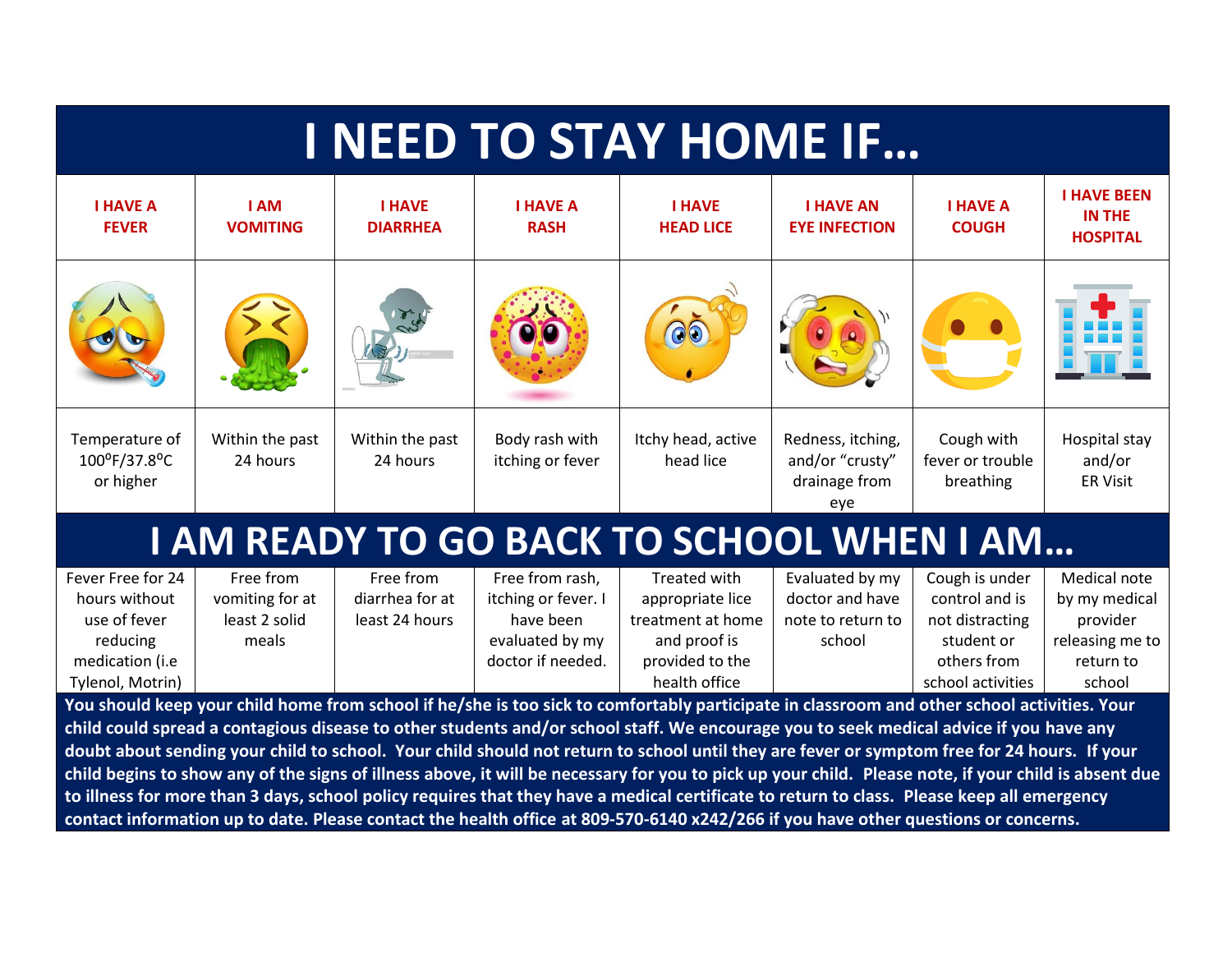# I NEED TO STAY HOME IF…

| I HAVE A FEVER | I AM VOMITING | I HAVE DIARRHEA | I HAVE A RASH | I HAVE HEAD LICE | I HAVE AN EYE INFECTION | I HAVE A COUGH | I HAVE BEEN IN THE HOSPITAL |
|---|---|---|---|---|---|---|---|
| Temperature of 100⁰F/37.8⁰C or higher | Within the past 24 hours | Within the past 24 hours | Body rash with itching or fever | Itchy head, active head lice | Redness, itching, and/or "crusty" drainage from eye | Cough with fever or trouble breathing | Hospital stay and/or ER Visit |

# I AM READY TO GO BACK TO SCHOOL WHEN I AM…

| | | | | | | | |
|---|---|---|---|---|---|---|---|
| Fever Free for 24 hours without use of fever reducing medication (i.e Tylenol, Motrin) | Free from vomiting for at least 2 solid meals | Free from diarrhea for at least 24 hours | Free from rash, itching or fever. I have been evaluated by my doctor if needed. | Treated with appropriate lice treatment at home and proof is provided to the health office | Evaluated by my doctor and have note to return to school | Cough is under control and is not distracting student or others from school activities | Medical note by my medical provider releasing me to return to school |

**You should keep your child home from school if he/she is too sick to comfortably participate in classroom and other school activities. Your child could spread a contagious disease to other students and/or school staff. We encourage you to seek medical advice if you have any doubt about sending your child to school. Your child should not return to school until they are fever or symptom free for 24 hours. If your child begins to show any of the signs of illness above, it will be necessary for you to pick up your child. Please note, if your child is absent due to illness for more than 3 days, school policy requires that they have a medical certificate to return to class. Please keep all emergency contact information up to date. Please contact the health office at 809-570-6140 x242/266 if you have other questions or concerns.**